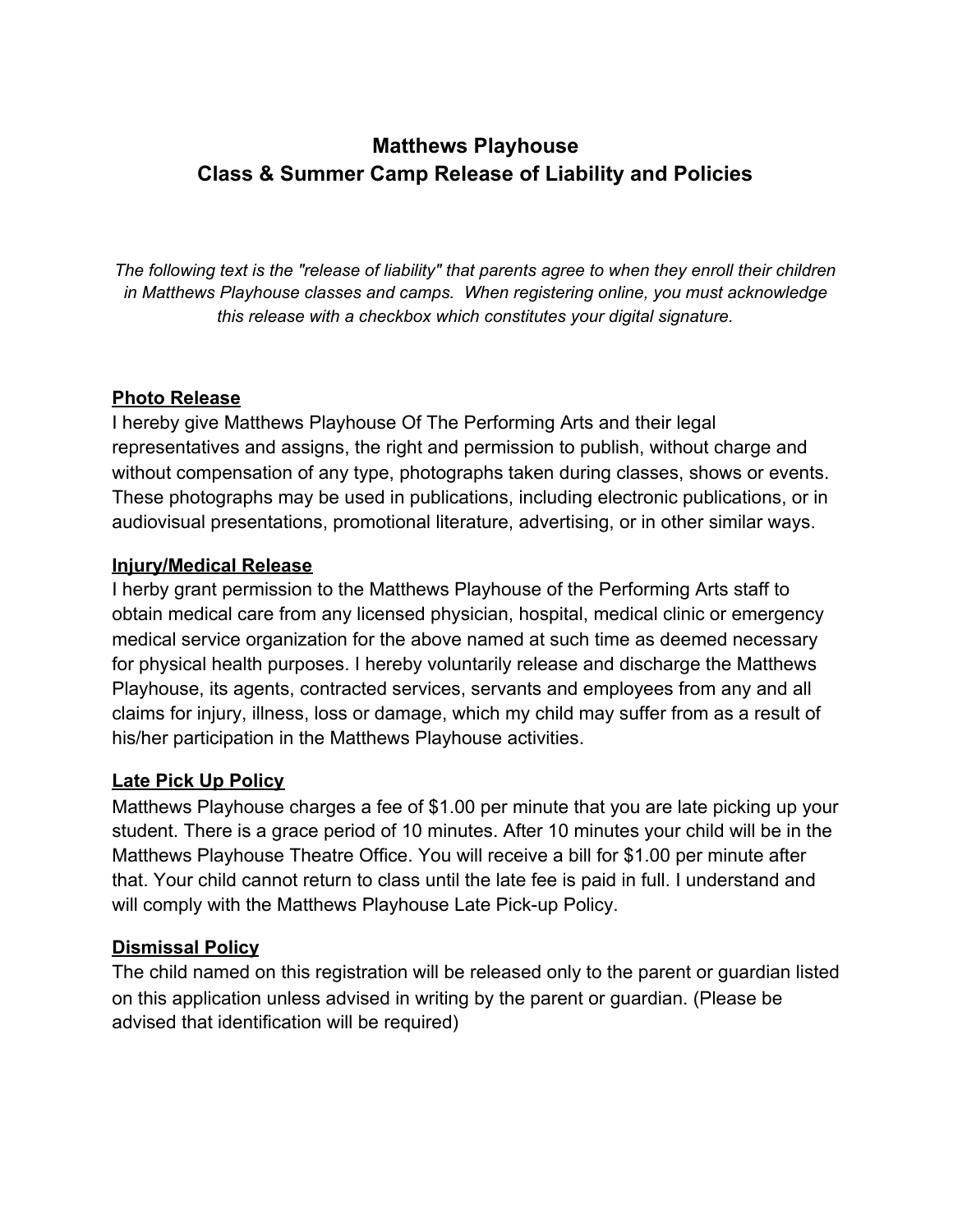# Matthews Playhouse
# Class & Summer Camp Release of Liability and Policies

*The following text is the "release of liability" that parents agree to when they enroll their children in Matthews Playhouse classes and camps. When registering online, you must acknowledge this release with a checkbox which constitutes your digital signature.*

## Photo Release

I hereby give Matthews Playhouse Of The Performing Arts and their legal representatives and assigns, the right and permission to publish, without charge and without compensation of any type, photographs taken during classes, shows or events. These photographs may be used in publications, including electronic publications, or in audiovisual presentations, promotional literature, advertising, or in other similar ways.

## Injury/Medical Release

I herby grant permission to the Matthews Playhouse of the Performing Arts staff to obtain medical care from any licensed physician, hospital, medical clinic or emergency medical service organization for the above named at such time as deemed necessary for physical health purposes. I hereby voluntarily release and discharge the Matthews Playhouse, its agents, contracted services, servants and employees from any and all claims for injury, illness, loss or damage, which my child may suffer from as a result of his/her participation in the Matthews Playhouse activities.

## Late Pick Up Policy

Matthews Playhouse charges a fee of $1.00 per minute that you are late picking up your student. There is a grace period of 10 minutes. After 10 minutes your child will be in the Matthews Playhouse Theatre Office. You will receive a bill for $1.00 per minute after that. Your child cannot return to class until the late fee is paid in full. I understand and will comply with the Matthews Playhouse Late Pick-up Policy.

## Dismissal Policy

The child named on this registration will be released only to the parent or guardian listed on this application unless advised in writing by the parent or guardian. (Please be advised that identification will be required)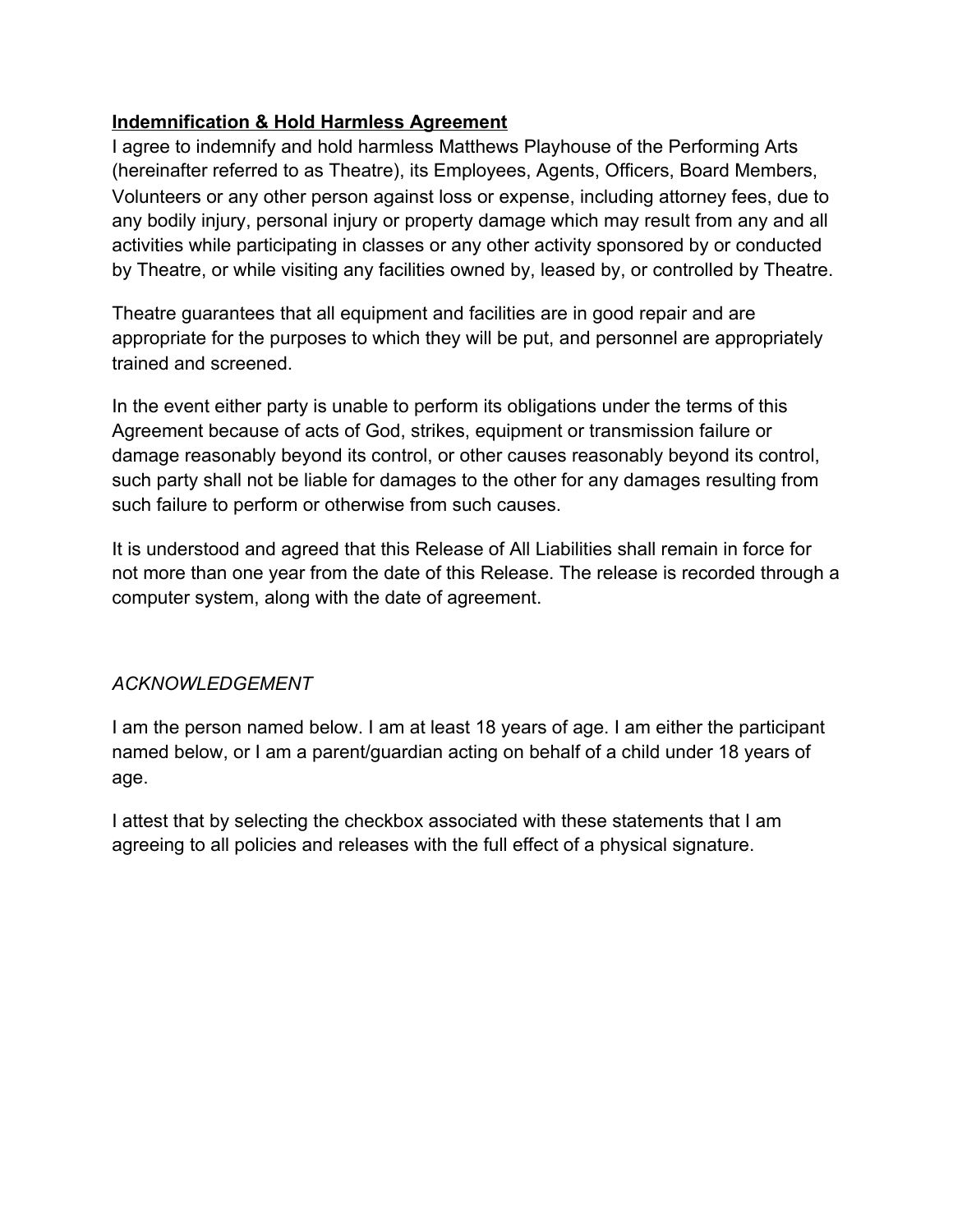**Indemnification & Hold Harmless Agreement**

I agree to indemnify and hold harmless Matthews Playhouse of the Performing Arts (hereinafter referred to as Theatre), its Employees, Agents, Officers, Board Members, Volunteers or any other person against loss or expense, including attorney fees, due to any bodily injury, personal injury or property damage which may result from any and all activities while participating in classes or any other activity sponsored by or conducted by Theatre, or while visiting any facilities owned by, leased by, or controlled by Theatre.

Theatre guarantees that all equipment and facilities are in good repair and are appropriate for the purposes to which they will be put, and personnel are appropriately trained and screened.

In the event either party is unable to perform its obligations under the terms of this Agreement because of acts of God, strikes, equipment or transmission failure or damage reasonably beyond its control, or other causes reasonably beyond its control, such party shall not be liable for damages to the other for any damages resulting from such failure to perform or otherwise from such causes.

It is understood and agreed that this Release of All Liabilities shall remain in force for not more than one year from the date of this Release. The release is recorded through a computer system, along with the date of agreement.

*ACKNOWLEDGEMENT*

I am the person named below. I am at least 18 years of age. I am either the participant named below, or I am a parent/guardian acting on behalf of a child under 18 years of age.

I attest that by selecting the checkbox associated with these statements that I am agreeing to all policies and releases with the full effect of a physical signature.